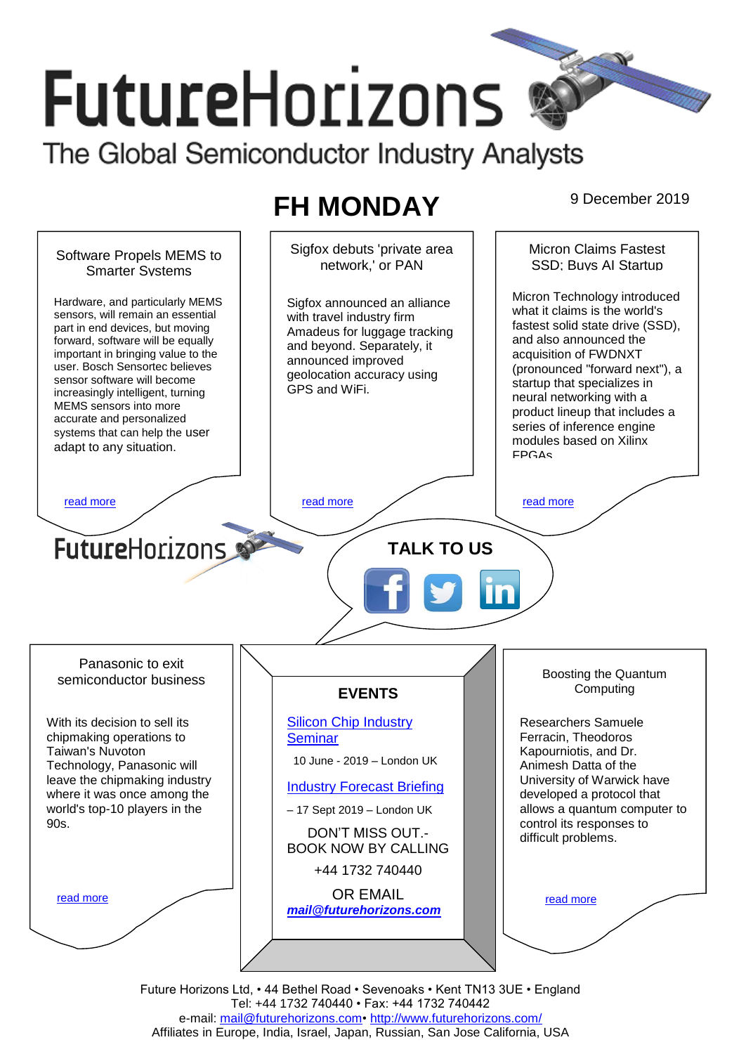# FutureHorizons

The Global Semiconductor Industry Analysts

## FH MONDAY

9 December 2019

### Software Propels MEMS to Smarter Systems

Hardware, and particularly MEMS sensors, will remain an essential part in end devices, but moving forward, software will be equally important in bringing value to the user. Bosch Sensortec believes sensor software will become increasingly intelligent, turning MEMS sensors into more accurate and personalized systems that can help the user adapt to any situation.

read more

### Sigfox debuts 'private area network,' or PAN

Sigfox announced an alliance with travel industry firm Amadeus for luggage tracking and beyond. Separately, it announced improved geolocation accuracy using GPS and WiFi.

read more

### Micron Claims Fastest SSD; Buys AI Startup

Micron Technology introduced what it claims is the world's fastest solid state drive (SSD), and also announced the acquisition of FWDNXT (pronounced "forward next"), a startup that specializes in neural networking with a product lineup that includes a series of inference engine modules based on Xilinx FPGAs

read more

FutureHorizons

**TALK TO US**

### Panasonic to exit semiconductor business

With its decision to sell its chipmaking operations to Taiwan's Nuvoton Technology, Panasonic will leave the chipmaking industry where it was once among the world's top-10 players in the 90s.

read more

### EVENTS

[Silicon Chip Industry Seminar](#)

10 June - 2019 – London UK

[Industry Forecast Briefing](#)

– 17 Sept 2019 – London UK

DON'T MISS OUT.- BOOK NOW BY CALLING

+44 1732 740440

OR EMAIL

***mail@futurehorizons.com***

### Boosting the Quantum Computing

Researchers Samuele Ferracin, Theodoros Kapourniotis, and Dr. Animesh Datta of the University of Warwick have developed a protocol that allows a quantum computer to control its responses to difficult problems.

read more

Future Horizons Ltd, • 44 Bethel Road • Sevenoaks • Kent TN13 3UE • England
Tel: +44 1732 740440 • Fax: +44 1732 740442
e-mail: mail@futurehorizons.com• http://www.futurehorizons.com/
Affiliates in Europe, India, Israel, Japan, Russian, San Jose California, USA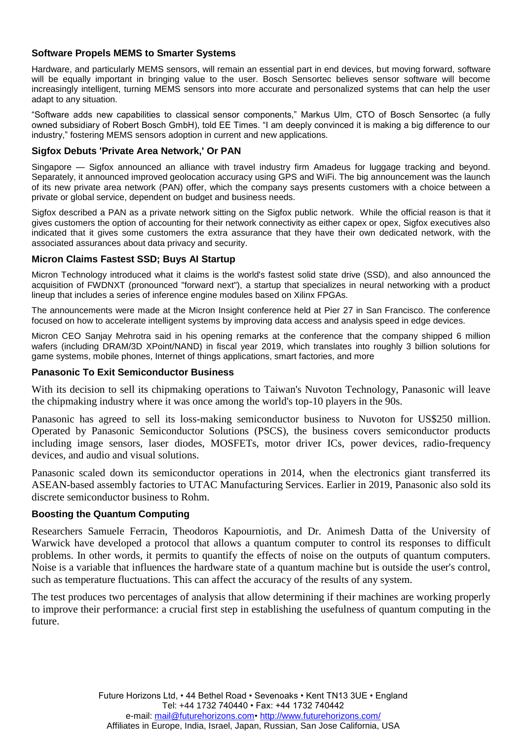### Software Propels MEMS to Smarter Systems

Hardware, and particularly MEMS sensors, will remain an essential part in end devices, but moving forward, software will be equally important in bringing value to the user. Bosch Sensortec believes sensor software will become increasingly intelligent, turning MEMS sensors into more accurate and personalized systems that can help the user adapt to any situation.

“Software adds new capabilities to classical sensor components,” Markus Ulm, CTO of Bosch Sensortec (a fully owned subsidiary of Robert Bosch GmbH), told EE Times. “I am deeply convinced it is making a big difference to our industry,” fostering MEMS sensors adoption in current and new applications.

### Sigfox Debuts 'Private Area Network,' Or PAN

Singapore — Sigfox announced an alliance with travel industry firm Amadeus for luggage tracking and beyond. Separately, it announced improved geolocation accuracy using GPS and WiFi. The big announcement was the launch of its new private area network (PAN) offer, which the company says presents customers with a choice between a private or global service, dependent on budget and business needs.

Sigfox described a PAN as a private network sitting on the Sigfox public network. While the official reason is that it gives customers the option of accounting for their network connectivity as either capex or opex, Sigfox executives also indicated that it gives some customers the extra assurance that they have their own dedicated network, with the associated assurances about data privacy and security.

### Micron Claims Fastest SSD; Buys AI Startup

Micron Technology introduced what it claims is the world's fastest solid state drive (SSD), and also announced the acquisition of FWDNXT (pronounced "forward next"), a startup that specializes in neural networking with a product lineup that includes a series of inference engine modules based on Xilinx FPGAs.

The announcements were made at the Micron Insight conference held at Pier 27 in San Francisco. The conference focused on how to accelerate intelligent systems by improving data access and analysis speed in edge devices.

Micron CEO Sanjay Mehrotra said in his opening remarks at the conference that the company shipped 6 million wafers (including DRAM/3D XPoint/NAND) in fiscal year 2019, which translates into roughly 3 billion solutions for game systems, mobile phones, Internet of things applications, smart factories, and more

### Panasonic To Exit Semiconductor Business

With its decision to sell its chipmaking operations to Taiwan's Nuvoton Technology, Panasonic will leave the chipmaking industry where it was once among the world's top-10 players in the 90s.

Panasonic has agreed to sell its loss-making semiconductor business to Nuvoton for US$250 million. Operated by Panasonic Semiconductor Solutions (PSCS), the business covers semiconductor products including image sensors, laser diodes, MOSFETs, motor driver ICs, power devices, radio-frequency devices, and audio and visual solutions.

Panasonic scaled down its semiconductor operations in 2014, when the electronics giant transferred its ASEAN-based assembly factories to UTAC Manufacturing Services. Earlier in 2019, Panasonic also sold its discrete semiconductor business to Rohm.

### Boosting the Quantum Computing

Researchers Samuele Ferracin, Theodoros Kapourniotis, and Dr. Animesh Datta of the University of Warwick have developed a protocol that allows a quantum computer to control its responses to difficult problems. In other words, it permits to quantify the effects of noise on the outputs of quantum computers. Noise is a variable that influences the hardware state of a quantum machine but is outside the user's control, such as temperature fluctuations. This can affect the accuracy of the results of any system.

The test produces two percentages of analysis that allow determining if their machines are working properly to improve their performance: a crucial first step in establishing the usefulness of quantum computing in the future.

Future Horizons Ltd, • 44 Bethel Road • Sevenoaks • Kent TN13 3UE • England
Tel: +44 1732 740440 • Fax: +44 1732 740442
e-mail: mail@futurehorizons.com• http://www.futurehorizons.com/
Affiliates in Europe, India, Israel, Japan, Russian, San Jose California, USA